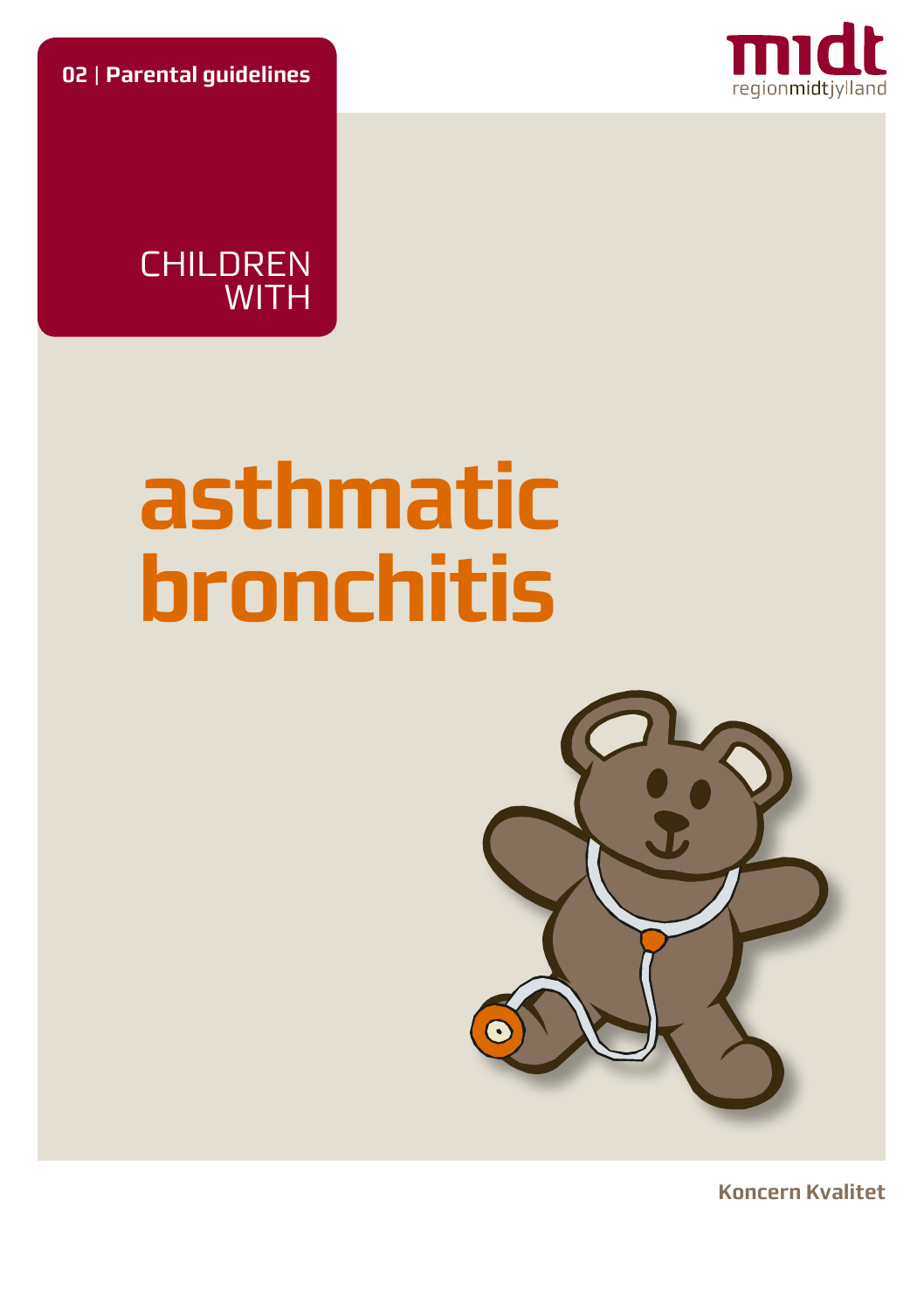**02** | **Parental guidelines**

midt
regionmidtjylland

CHILDREN WITH

# asthmatic bronchitis

**Koncern Kvalitet**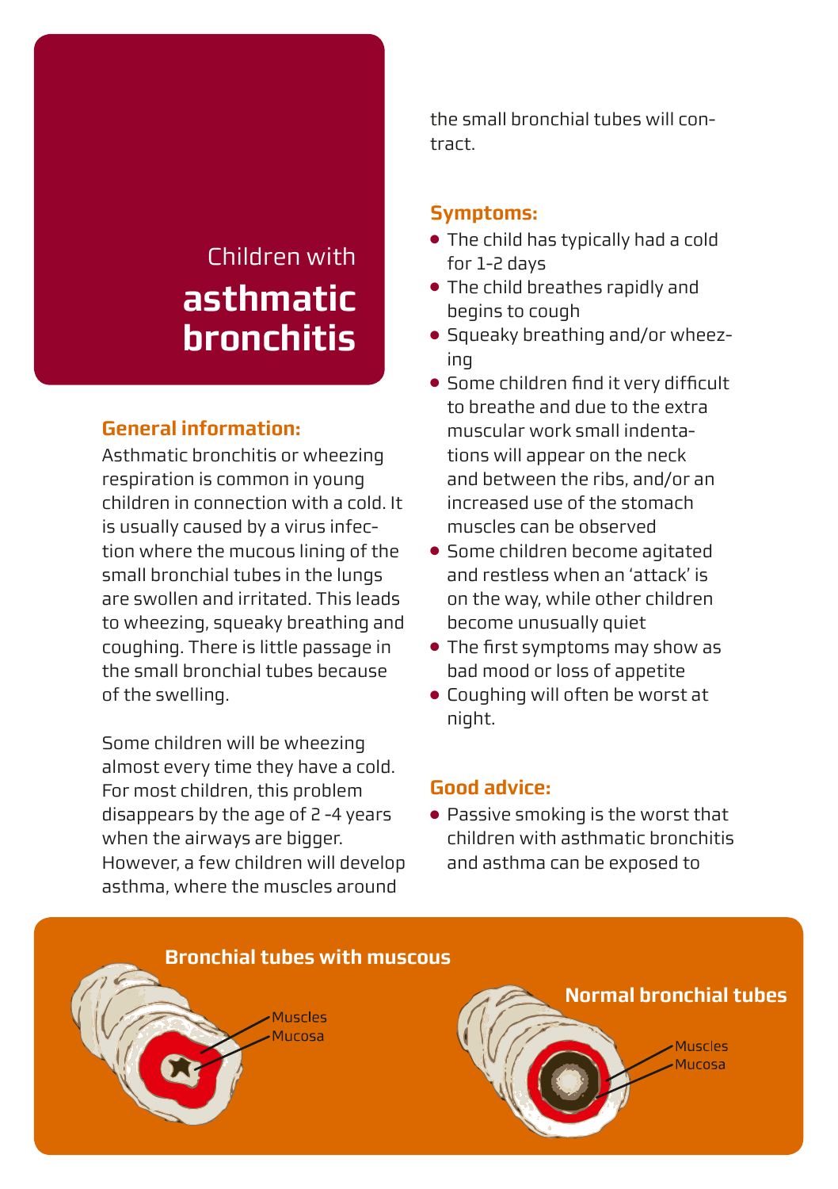Children with

# asthmatic bronchitis

### General information:

Asthmatic bronchitis or wheezing respiration is common in young children in connection with a cold. It is usually caused by a virus infection where the mucous lining of the small bronchial tubes in the lungs are swollen and irritated. This leads to wheezing, squeaky breathing and coughing. There is little passage in the small bronchial tubes because of the swelling.

Some children will be wheezing almost every time they have a cold. For most children, this problem disappears by the age of 2 -4 years when the airways are bigger. However, a few children will develop asthma, where the muscles around the small bronchial tubes will contract.

### Symptoms:

- The child has typically had a cold for 1-2 days
- The child breathes rapidly and begins to cough
- Squeaky breathing and/or wheezing
- Some children find it very difficult to breathe and due to the extra muscular work small indentations will appear on the neck and between the ribs, and/or an increased use of the stomach muscles can be observed
- Some children become agitated and restless when an 'attack' is on the way, while other children become unusually quiet
- The first symptoms may show as bad mood or loss of appetite
- Coughing will often be worst at night.

### Good advice:

- Passive smoking is the worst that children with asthmatic bronchitis and asthma can be exposed to

**Bronchial tubes with muscous**

Muscles
Mucosa

**Normal bronchial tubes**

Muscles
Mucosa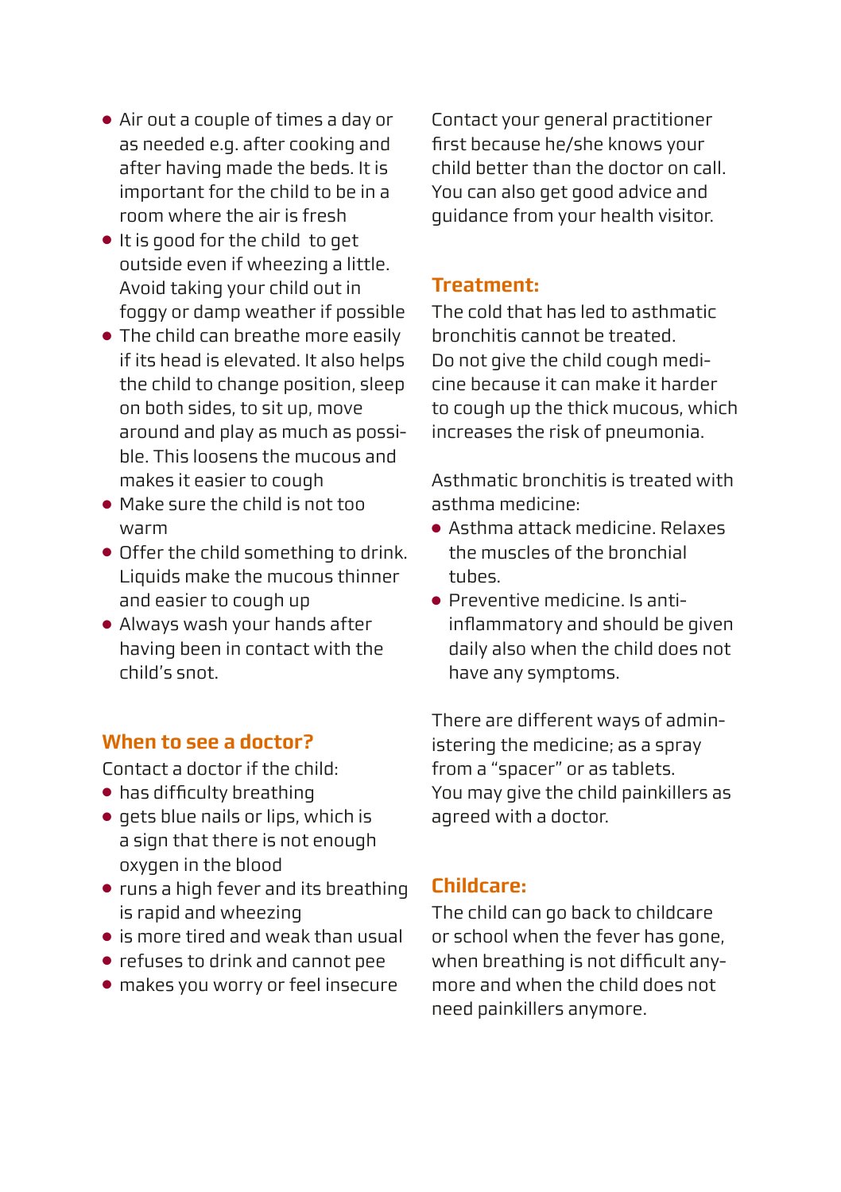- Air out a couple of times a day or as needed e.g. after cooking and after having made the beds. It is important for the child to be in a room where the air is fresh
- It is good for the child to get outside even if wheezing a little. Avoid taking your child out in foggy or damp weather if possible
- The child can breathe more easily if its head is elevated. It also helps the child to change position, sleep on both sides, to sit up, move around and play as much as possible. This loosens the mucous and makes it easier to cough
- Make sure the child is not too warm
- Offer the child something to drink. Liquids make the mucous thinner and easier to cough up
- Always wash your hands after having been in contact with the child's snot.

## When to see a doctor?

Contact a doctor if the child:

- has difficulty breathing
- gets blue nails or lips, which is a sign that there is not enough oxygen in the blood
- runs a high fever and its breathing is rapid and wheezing
- is more tired and weak than usual
- refuses to drink and cannot pee
- makes you worry or feel insecure

Contact your general practitioner first because he/she knows your child better than the doctor on call. You can also get good advice and guidance from your health visitor.

## Treatment:

The cold that has led to asthmatic bronchitis cannot be treated. Do not give the child cough medicine because it can make it harder to cough up the thick mucous, which increases the risk of pneumonia.

Asthmatic bronchitis is treated with asthma medicine:

- Asthma attack medicine. Relaxes the muscles of the bronchial tubes.
- Preventive medicine. Is anti-inflammatory and should be given daily also when the child does not have any symptoms.

There are different ways of administering the medicine; as a spray from a "spacer" or as tablets. You may give the child painkillers as agreed with a doctor.

## Childcare:

The child can go back to childcare or school when the fever has gone, when breathing is not difficult anymore and when the child does not need painkillers anymore.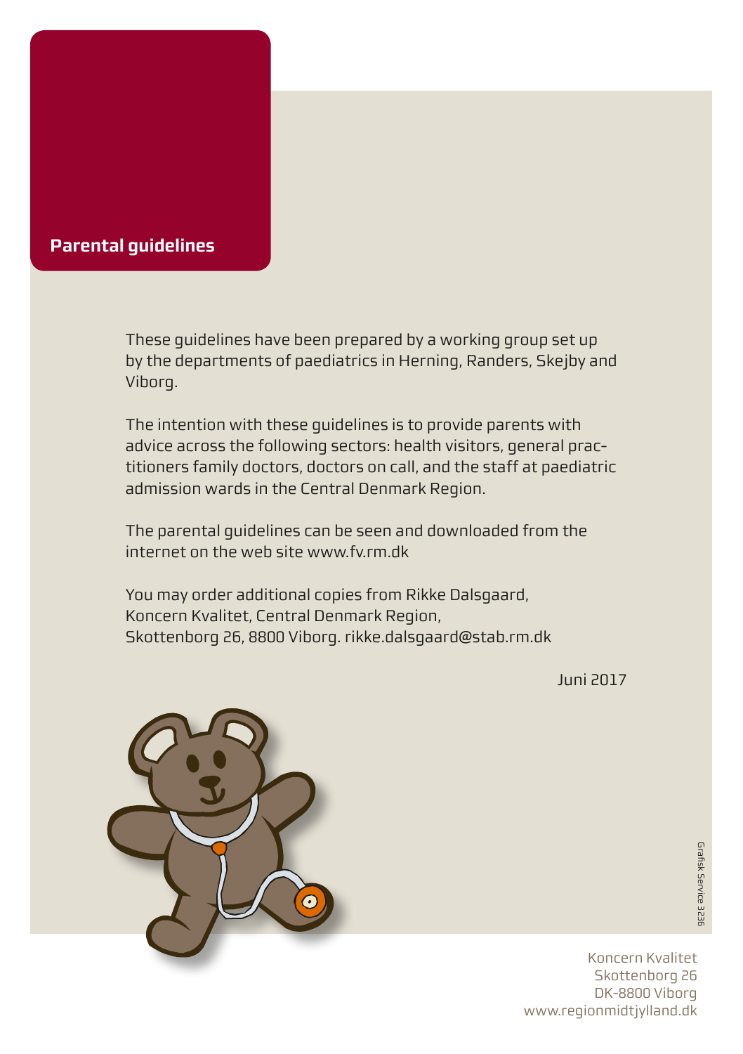## Parental guidelines

These guidelines have been prepared by a working group set up by the departments of paediatrics in Herning, Randers, Skejby and Viborg.

The intention with these guidelines is to provide parents with advice across the following sectors: health visitors, general practitioners family doctors, doctors on call, and the staff at paediatric admission wards in the Central Denmark Region.

The parental guidelines can be seen and downloaded from the internet on the web site www.fv.rm.dk

You may order additional copies from Rikke Dalsgaard, Koncern Kvalitet, Central Denmark Region, Skottenborg 26, 8800 Viborg. rikke.dalsgaard@stab.rm.dk

Juni 2017

Grafisk Service 3236

Koncern Kvalitet
Skottenborg 26
DK-8800 Viborg
www.regionmidtjylland.dk